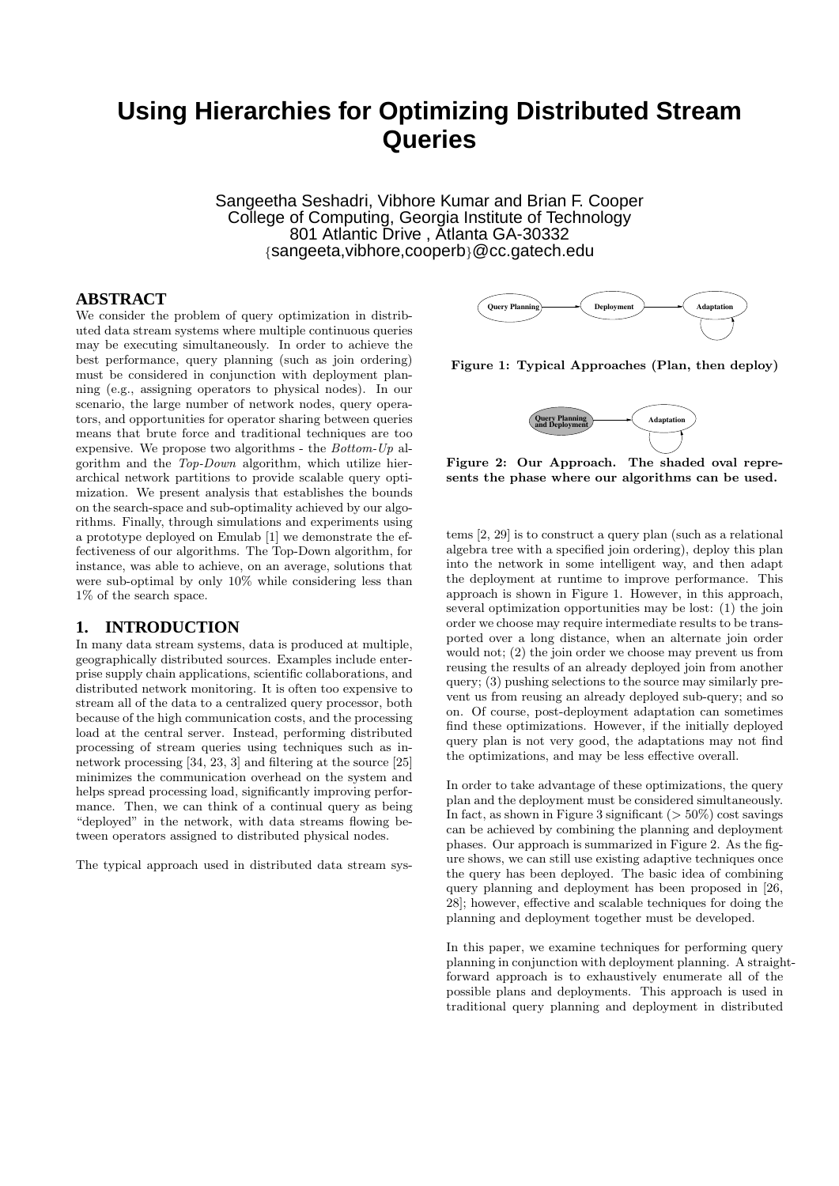# Using Hierarchies for Optimizing Distributed Stream Queries

Sangeetha Seshadri, Vibhore Kumar and Brian F. Cooper
College of Computing, Georgia Institute of Technology
801 Atlantic Drive , Atlanta GA-30332
{sangeeta,vibhore,cooperb}@cc.gatech.edu

## ABSTRACT

We consider the problem of query optimization in distributed data stream systems where multiple continuous queries may be executing simultaneously. In order to achieve the best performance, query planning (such as join ordering) must be considered in conjunction with deployment planning (e.g., assigning operators to physical nodes). In our scenario, the large number of network nodes, query operators, and opportunities for operator sharing between queries means that brute force and traditional techniques are too expensive. We propose two algorithms - the *Bottom-Up* algorithm and the *Top-Down* algorithm, which utilize hierarchical network partitions to provide scalable query optimization. We present analysis that establishes the bounds on the search-space and sub-optimality achieved by our algorithms. Finally, through simulations and experiments using a prototype deployed on Emulab [1] we demonstrate the effectiveness of our algorithms. The Top-Down algorithm, for instance, was able to achieve, on an average, solutions that were sub-optimal by only 10% while considering less than 1% of the search space.

## 1. INTRODUCTION

In many data stream systems, data is produced at multiple, geographically distributed sources. Examples include enterprise supply chain applications, scientific collaborations, and distributed network monitoring. It is often too expensive to stream all of the data to a centralized query processor, both because of the high communication costs, and the processing load at the central server. Instead, performing distributed processing of stream queries using techniques such as in-network processing [34, 23, 3] and filtering at the source [25] minimizes the communication overhead on the system and helps spread processing load, significantly improving performance. Then, we can think of a continual query as being "deployed" in the network, with data streams flowing between operators assigned to distributed physical nodes.

The typical approach used in distributed data stream systems [2, 29] is to construct a query plan (such as a relational algebra tree with a specified join ordering), deploy this plan into the network in some intelligent way, and then adapt the deployment at runtime to improve performance. This approach is shown in Figure 1. However, in this approach, several optimization opportunities may be lost: (1) the join order we choose may require intermediate results to be transported over a long distance, when an alternate join order would not; (2) the join order we choose may prevent us from reusing the results of an already deployed join from another query; (3) pushing selections to the source may similarly prevent us from reusing an already deployed sub-query; and so on. Of course, post-deployment adaptation can sometimes find these optimizations. However, if the initially deployed query plan is not very good, the adaptations may not find the optimizations, and may be less effective overall.

Query Planning → Deployment → Adaptation

**Figure 1: Typical Approaches (Plan, then deploy)**

Query Planning and Deployment → Adaptation

**Figure 2: Our Approach. The shaded oval represents the phase where our algorithms can be used.**

In order to take advantage of these optimizations, the query plan and the deployment must be considered simultaneously. In fact, as shown in Figure 3 significant ($> 50\%$) cost savings can be achieved by combining the planning and deployment phases. Our approach is summarized in Figure 2. As the figure shows, we can still use existing adaptive techniques once the query has been deployed. The basic idea of combining query planning and deployment has been proposed in [26, 28]; however, effective and scalable techniques for doing the planning and deployment together must be developed.

In this paper, we examine techniques for performing query planning in conjunction with deployment planning. A straightforward approach is to exhaustively enumerate all of the possible plans and deployments. This approach is used in traditional query planning and deployment in distributed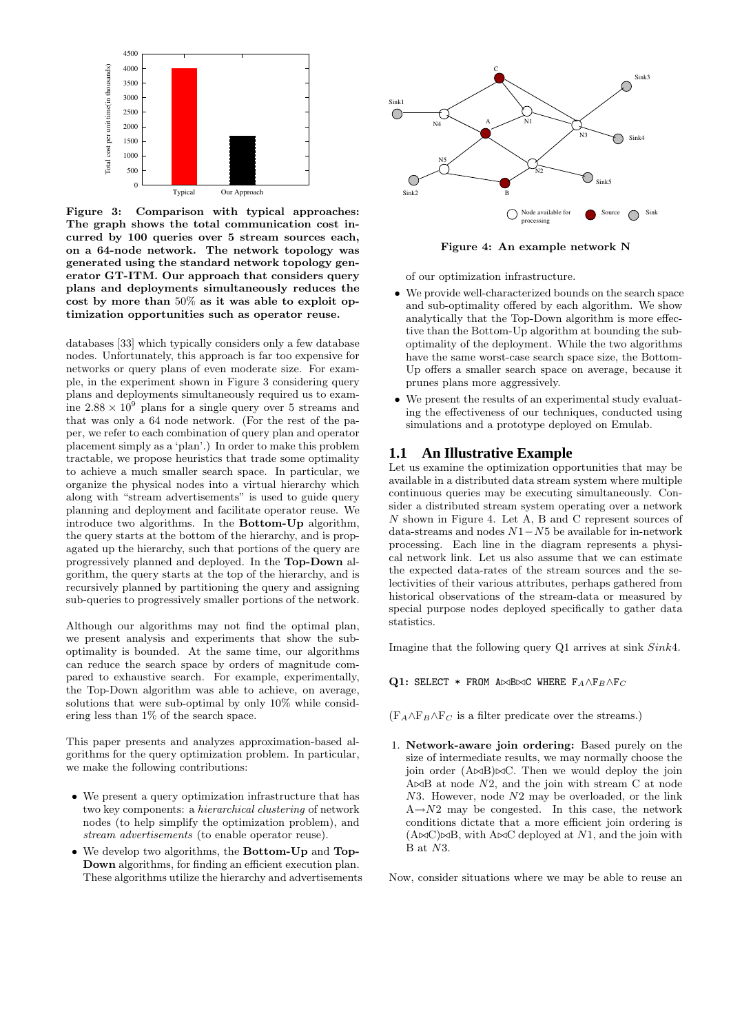4500
4000
3500
3000
2500
2000
1500
1000
500
0

Total cost per unit time(in thousands)

Typical
Our Approach

**Figure 3: Comparison with typical approaches: The graph shows the total communication cost incurred by 100 queries over 5 stream sources each, on a 64-node network. The network topology was generated using the standard network topology generator GT-ITM. Our approach that considers query plans and deployments simultaneously reduces the cost by more than 50% as it was able to exploit optimization opportunities such as operator reuse.**

databases [33] which typically considers only a few database nodes. Unfortunately, this approach is far too expensive for networks or query plans of even moderate size. For example, in the experiment shown in Figure 3 considering query plans and deployments simultaneously required us to examine $2.88 \times 10^9$ plans for a single query over 5 streams and that was only a 64 node network. (For the rest of the paper, we refer to each combination of query plan and operator placement simply as a 'plan'.) In order to make this problem tractable, we propose heuristics that trade some optimality to achieve a much smaller search space. In particular, we organize the physical nodes into a virtual hierarchy which along with "stream advertisements" is used to guide query planning and deployment and facilitate operator reuse. We introduce two algorithms. In the **Bottom-Up** algorithm, the query starts at the bottom of the hierarchy, and is propagated up the hierarchy, such that portions of the query are progressively planned and deployed. In the **Top-Down** algorithm, the query starts at the top of the hierarchy, and is recursively planned by partitioning the query and assigning sub-queries to progressively smaller portions of the network.

Although our algorithms may not find the optimal plan, we present analysis and experiments that show the sub-optimality is bounded. At the same time, our algorithms can reduce the search space by orders of magnitude compared to exhaustive search. For example, experimentally, the Top-Down algorithm was able to achieve, on average, solutions that were sub-optimal by only 10% while considering less than 1% of the search space.

This paper presents and analyzes approximation-based algorithms for the query optimization problem. In particular, we make the following contributions:

- We present a query optimization infrastructure that has two key components: a *hierarchical clustering* of network nodes (to help simplify the optimization problem), and *stream advertisements* (to enable operator reuse).
- We develop two algorithms, the **Bottom-Up** and **Top-Down** algorithms, for finding an efficient execution plan. These algorithms utilize the hierarchy and advertisements of our optimization infrastructure.
- We provide well-characterized bounds on the search space and sub-optimality offered by each algorithm. We show analytically that the Top-Down algorithm is more effective than the Bottom-Up algorithm at bounding the sub-optimality of the deployment. While the two algorithms have the same worst-case search space size, the Bottom-Up offers a smaller search space on average, because it prunes plans more aggressively.
- We present the results of an experimental study evaluating the effectiveness of our techniques, conducted using simulations and a prototype deployed on Emulab.

Sink1
C
Sink3
N4
A
N1
N3
Sink4
N5
N2
Sink5
Sink2
B
Node available for processing
Source
Sink

**Figure 4: An example network N**

## 1.1 An Illustrative Example

Let us examine the optimization opportunities that may be available in a distributed data stream system where multiple continuous queries may be executing simultaneously. Consider a distributed stream system operating over a network $N$ shown in Figure 4. Let A, B and C represent sources of data-streams and nodes $N1-N5$ be available for in-network processing. Each line in the diagram represents a physical network link. Let us also assume that we can estimate the expected data-rates of the stream sources and the selectivities of their various attributes, perhaps gathered from historical observations of the stream-data or measured by special purpose nodes deployed specifically to gather data statistics.

Imagine that the following query Q1 arrives at sink $Sink4$.

**Q1:** `SELECT * FROM A⋈B⋈C WHERE` $F_A \wedge F_B \wedge F_C$

($F_A \wedge F_B \wedge F_C$ is a filter predicate over the streams.)

1. **Network-aware join ordering:** Based purely on the size of intermediate results, we may normally choose the join order (A⋈B)⋈C. Then we would deploy the join A⋈B at node $N2$, and the join with stream C at node $N3$. However, node $N2$ may be overloaded, or the link A→$N2$ may be congested. In this case, the network conditions dictate that a more efficient join ordering is (A⋈C)⋈B, with A⋈C deployed at $N1$, and the join with B at $N3$.

Now, consider situations where we may be able to reuse an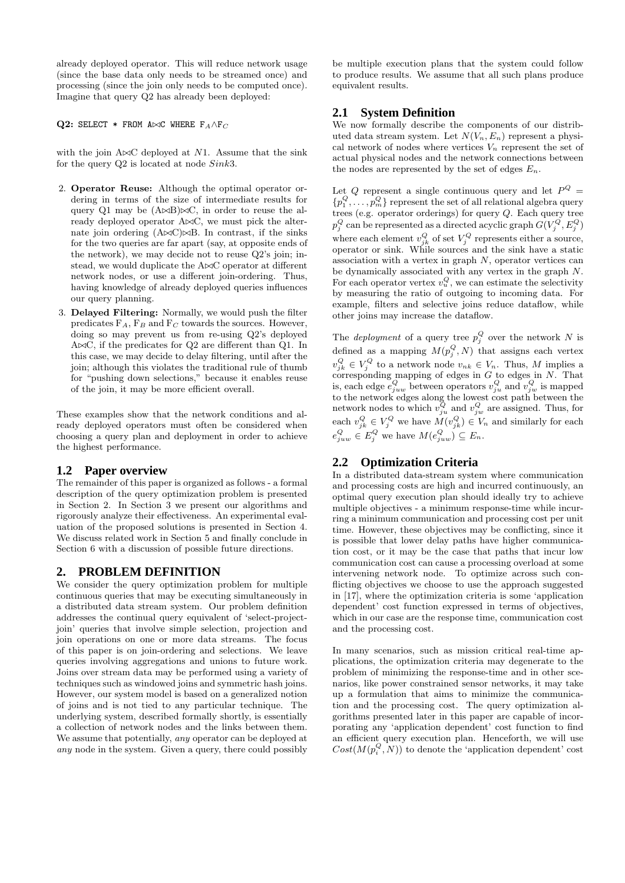already deployed operator. This will reduce network usage (since the base data only needs to be streamed once) and processing (since the join only needs to be computed once). Imagine that query Q2 has already been deployed:

**Q2:** `SELECT * FROM A⋈C WHERE` $F_A \wedge F_C$

with the join A⋈C deployed at $N1$. Assume that the sink for the query Q2 is located at node $Sink3$.

2. **Operator Reuse:** Although the optimal operator ordering in terms of the size of intermediate results for query Q1 may be (A⋈B)⋈C, in order to reuse the already deployed operator A⋈C, we must pick the alternate join ordering (A⋈C)⋈B. In contrast, if the sinks for the two queries are far apart (say, at opposite ends of the network), we may decide not to reuse Q2's join; instead, we would duplicate the A⋈C operator at different network nodes, or use a different join-ordering. Thus, having knowledge of already deployed queries influences our query planning.

3. **Delayed Filtering:** Normally, we would push the filter predicates $F_A$, $F_B$ and $F_C$ towards the sources. However, doing so may prevent us from re-using Q2's deployed A⋈C, if the predicates for Q2 are different than Q1. In this case, we may decide to delay filtering, until after the join; although this violates the traditional rule of thumb for "pushing down selections," because it enables reuse of the join, it may be more efficient overall.

These examples show that the network conditions and already deployed operators must often be considered when choosing a query plan and deployment in order to achieve the highest performance.

### 1.2 Paper overview

The remainder of this paper is organized as follows - a formal description of the query optimization problem is presented in Section 2. In Section 3 we present our algorithms and rigorously analyze their effectiveness. An experimental evaluation of the proposed solutions is presented in Section 4. We discuss related work in Section 5 and finally conclude in Section 6 with a discussion of possible future directions.

## 2. PROBLEM DEFINITION

We consider the query optimization problem for multiple continuous queries that may be executing simultaneously in a distributed data stream system. Our problem definition addresses the continual query equivalent of 'select-project-join' queries that involve simple selection, projection and join operations on one or more data streams. The focus of this paper is on join-ordering and selections. We leave queries involving aggregations and unions to future work. Joins over stream data may be performed using a variety of techniques such as windowed joins and symmetric hash joins. However, our system model is based on a generalized notion of joins and is not tied to any particular technique. The underlying system, described formally shortly, is essentially a collection of network nodes and the links between them. We assume that potentially, *any* operator can be deployed at *any* node in the system. Given a query, there could possibly be multiple execution plans that the system could follow to produce results. We assume that all such plans produce equivalent results.

### 2.1 System Definition

We now formally describe the components of our distributed data stream system. Let $N(V_n, E_n)$ represent a physical network of nodes where vertices $V_n$ represent the set of actual physical nodes and the network connections between the nodes are represented by the set of edges $E_n$.

Let $Q$ represent a single continuous query and let $P^Q = \{p_1^Q, \ldots, p_m^Q\}$ represent the set of all relational algebra query trees (e.g. operator orderings) for query $Q$. Each query tree $p_j^Q$ can be represented as a directed acyclic graph $G(V_j^Q, E_j^Q)$ where each element $v_{jk}^Q$ of set $V_j^Q$ represents either a source, operator or sink. While sources and the sink have a static association with a vertex in graph $N$, operator vertices can be dynamically associated with any vertex in the graph $N$. For each operator vertex $v_u^Q$, we can estimate the selectivity by measuring the ratio of outgoing to incoming data. For example, filters and selective joins reduce dataflow, while other joins may increase the dataflow.

The *deployment* of a query tree $p_j^Q$ over the network $N$ is defined as a mapping $M(p_j^Q, N)$ that assigns each vertex $v_{jk}^Q \in V_j^Q$ to a network node $v_{nk} \in V_n$. Thus, $M$ implies a corresponding mapping of edges in $G$ to edges in $N$. That is, each edge $e_{juw}^Q$ between operators $v_{ju}^Q$ and $v_{jw}^Q$ is mapped to the network edges along the lowest cost path between the network nodes to which $v_{ju}^Q$ and $v_{jw}^Q$ are assigned. Thus, for each $v_{jk}^Q \in V_j^Q$ we have $M(v_{jk}^Q) \in V_n$ and similarly for each $e_{juw}^Q \in E_j^Q$ we have $M(e_{juw}^Q) \subseteq E_n$.

### 2.2 Optimization Criteria

In a distributed data-stream system where communication and processing costs are high and incurred continuously, an optimal query execution plan should ideally try to achieve multiple objectives - a minimum response-time while incurring a minimum communication and processing cost per unit time. However, these objectives may be conflicting, since it is possible that lower delay paths have higher communication cost, or it may be the case that paths that incur low communication cost can cause a processing overload at some intervening network node. To optimize across such conflicting objectives we choose to use the approach suggested in [17], where the optimization criteria is some 'application dependent' cost function expressed in terms of objectives, which in our case are the response time, communication cost and the processing cost.

In many scenarios, such as mission critical real-time applications, the optimization criteria may degenerate to the problem of minimizing the response-time and in other scenarios, like power constrained sensor networks, it may take up a formulation that aims to minimize the communication and the processing cost. The query optimization algorithms presented later in this paper are capable of incorporating any 'application dependent' cost function to find an efficient query execution plan. Henceforth, we will use $Cost(M(p_i^Q, N))$ to denote the 'application dependent' cost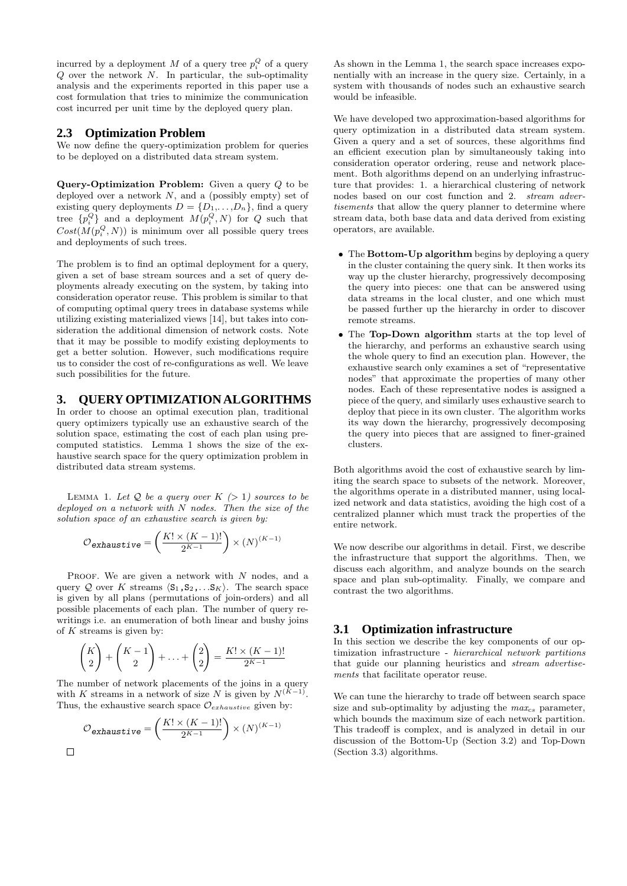incurred by a deployment $M$ of a query tree $p_i^Q$ of a query $Q$ over the network $N$. In particular, the sub-optimality analysis and the experiments reported in this paper use a cost formulation that tries to minimize the communication cost incurred per unit time by the deployed query plan.

## 2.3 Optimization Problem

We now define the query-optimization problem for queries to be deployed on a distributed data stream system.

**Query-Optimization Problem:** Given a query $Q$ to be deployed over a network $N$, and a (possibly empty) set of existing query deployments $D = \{D_1, \ldots, D_n\}$, find a query tree $\{p_i^Q\}$ and a deployment $M(p_i^Q, N)$ for $Q$ such that $Cost(M(p_i^Q, N))$ is minimum over all possible query trees and deployments of such trees.

The problem is to find an optimal deployment for a query, given a set of base stream sources and a set of query deployments already executing on the system, by taking into consideration operator reuse. This problem is similar to that of computing optimal query trees in database systems while utilizing existing materialized views [14], but takes into consideration the additional dimension of network costs. Note that it may be possible to modify existing deployments to get a better solution. However, such modifications require us to consider the cost of re-configurations as well. We leave such possibilities for the future.

# 3. QUERY OPTIMIZATION ALGORITHMS

In order to choose an optimal execution plan, traditional query optimizers typically use an exhaustive search of the solution space, estimating the cost of each plan using pre-computed statistics. Lemma 1 shows the size of the exhaustive search space for the query optimization problem in distributed data stream systems.

LEMMA 1. *Let $\mathcal{Q}$ be a query over $K$ ($> 1$) sources to be deployed on a network with $N$ nodes. Then the size of the solution space of an exhaustive search is given by:*

$$\mathcal{O}_{\texttt{exhaustive}} = \left(\frac{K! \times (K-1)!}{2^{K-1}}\right) \times (N)^{(K-1)}$$

PROOF. We are given a network with $N$ nodes, and a query $\mathcal{Q}$ over $K$ streams $\langle \texttt{S}_1, \texttt{S}_2, \ldots \texttt{S}_K \rangle$. The search space is given by all plans (permutations of join-orders) and all possible placements of each plan. The number of query rewritings i.e. an enumeration of both linear and bushy joins of $K$ streams is given by:

$$\binom{K}{2} + \binom{K-1}{2} + \ldots + \binom{2}{2} = \frac{K! \times (K-1)!}{2^{K-1}}$$

The number of network placements of the joins in a query with $K$ streams in a network of size $N$ is given by $N^{(K-1)}$. Thus, the exhaustive search space $\mathcal{O}_{exhaustive}$ given by:

$$\mathcal{O}_{\texttt{exhaustive}} = \left(\frac{K! \times (K-1)!}{2^{K-1}}\right) \times (N)^{(K-1)}$$

□

As shown in the Lemma 1, the search space increases exponentially with an increase in the query size. Certainly, in a system with thousands of nodes such an exhaustive search would be infeasible.

We have developed two approximation-based algorithms for query optimization in a distributed data stream system. Given a query and a set of sources, these algorithms find an efficient execution plan by simultaneously taking into consideration operator ordering, reuse and network placement. Both algorithms depend on an underlying infrastructure that provides: 1. a hierarchical clustering of network nodes based on our cost function and 2. *stream advertisements* that allow the query planner to determine where stream data, both base data and data derived from existing operators, are available.

- The **Bottom-Up algorithm** begins by deploying a query in the cluster containing the query sink. It then works its way up the cluster hierarchy, progressively decomposing the query into pieces: one that can be answered using data streams in the local cluster, and one which must be passed further up the hierarchy in order to discover remote streams.
- The **Top-Down algorithm** starts at the top level of the hierarchy, and performs an exhaustive search using the whole query to find an execution plan. However, the exhaustive search only examines a set of "representative nodes" that approximate the properties of many other nodes. Each of these representative nodes is assigned a piece of the query, and similarly uses exhaustive search to deploy that piece in its own cluster. The algorithm works its way down the hierarchy, progressively decomposing the query into pieces that are assigned to finer-grained clusters.

Both algorithms avoid the cost of exhaustive search by limiting the search space to subsets of the network. Moreover, the algorithms operate in a distributed manner, using localized network and data statistics, avoiding the high cost of a centralized planner which must track the properties of the entire network.

We now describe our algorithms in detail. First, we describe the infrastructure that support the algorithms. Then, we discuss each algorithm, and analyze bounds on the search space and plan sub-optimality. Finally, we compare and contrast the two algorithms.

## 3.1 Optimization infrastructure

In this section we describe the key components of our optimization infrastructure - *hierarchical network partitions* that guide our planning heuristics and *stream advertisements* that facilitate operator reuse.

We can tune the hierarchy to trade off between search space size and sub-optimality by adjusting the $max_{cs}$ parameter, which bounds the maximum size of each network partition. This tradeoff is complex, and is analyzed in detail in our discussion of the Bottom-Up (Section 3.2) and Top-Down (Section 3.3) algorithms.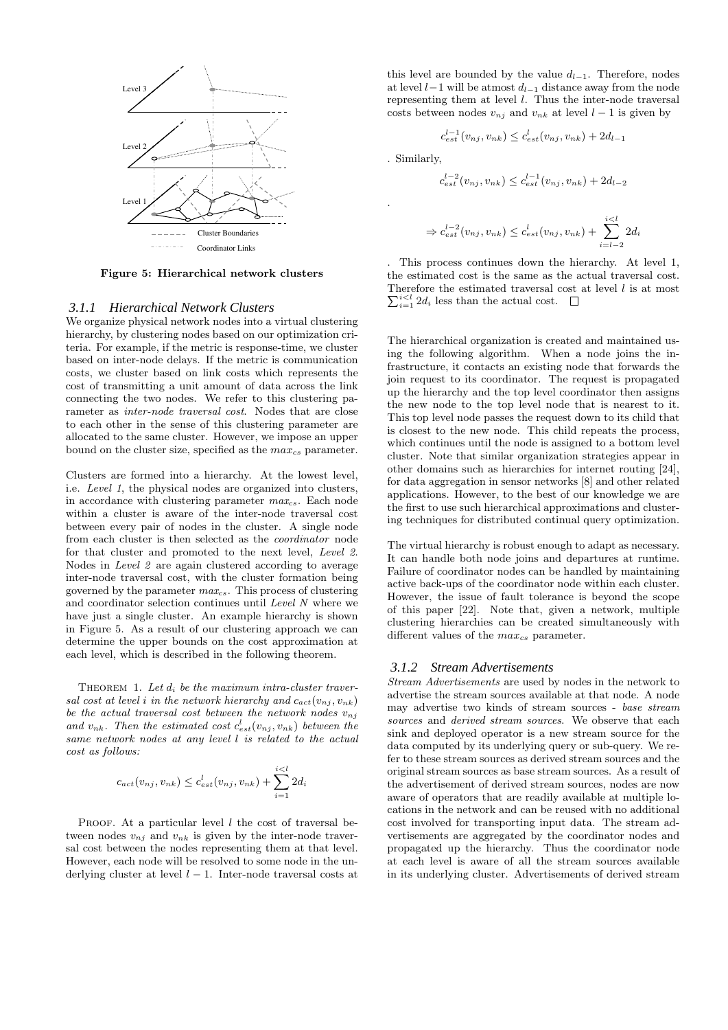Level 3

Level 2

Level 1

Cluster Boundaries

Coordinator Links

**Figure 5: Hierarchical network clusters**

### 3.1.1 Hierarchical Network Clusters

We organize physical network nodes into a virtual clustering hierarchy, by clustering nodes based on our optimization criteria. For example, if the metric is response-time, we cluster based on inter-node delays. If the metric is communication costs, we cluster based on link costs which represents the cost of transmitting a unit amount of data across the link connecting the two nodes. We refer to this clustering parameter as *inter-node traversal cost*. Nodes that are close to each other in the sense of this clustering parameter are allocated to the same cluster. However, we impose an upper bound on the cluster size, specified as the $max_{cs}$ parameter.

Clusters are formed into a hierarchy. At the lowest level, i.e. *Level 1*, the physical nodes are organized into clusters, in accordance with clustering parameter $max_{cs}$. Each node within a cluster is aware of the inter-node traversal cost between every pair of nodes in the cluster. A single node from each cluster is then selected as the *coordinator* node for that cluster and promoted to the next level, *Level 2*. Nodes in *Level 2* are again clustered according to average inter-node traversal cost, with the cluster formation being governed by the parameter $max_{cs}$. This process of clustering and coordinator selection continues until *Level N* where we have just a single cluster. An example hierarchy is shown in Figure 5. As a result of our clustering approach we can determine the upper bounds on the cost approximation at each level, which is described in the following theorem.

THEOREM 1. *Let $d_i$ be the maximum intra-cluster traversal cost at level $i$ in the network hierarchy and $c_{act}(v_{nj}, v_{nk})$ be the actual traversal cost between the network nodes $v_{nj}$ and $v_{nk}$. Then the estimated cost $c^l_{est}(v_{nj}, v_{nk})$ between the same network nodes at any level $l$ is related to the actual cost as follows:*

$$c_{act}(v_{nj}, v_{nk}) \leq c^l_{est}(v_{nj}, v_{nk}) + \sum_{i=1}^{i<l} 2d_i$$

PROOF. At a particular level $l$ the cost of traversal between nodes $v_{nj}$ and $v_{nk}$ is given by the inter-node traversal cost between the nodes representing them at that level. However, each node will be resolved to some node in the underlying cluster at level $l-1$. Inter-node traversal costs at this level are bounded by the value $d_{l-1}$. Therefore, nodes at level $l-1$ will be atmost $d_{l-1}$ distance away from the node representing them at level $l$. Thus the inter-node traversal costs between nodes $v_{nj}$ and $v_{nk}$ at level $l-1$ is given by

$$c^{l-1}_{est}(v_{nj}, v_{nk}) \leq c^l_{est}(v_{nj}, v_{nk}) + 2d_{l-1}$$

. Similarly,

$$c^{l-2}_{est}(v_{nj}, v_{nk}) \leq c^{l-1}_{est}(v_{nj}, v_{nk}) + 2d_{l-2}$$

.

$$\Rightarrow c^{l-2}_{est}(v_{nj}, v_{nk}) \leq c^l_{est}(v_{nj}, v_{nk}) + \sum_{i=l-2}^{i<l} 2d_i$$

. This process continues down the hierarchy. At level 1, the estimated cost is the same as the actual traversal cost. Therefore the estimated traversal cost at level $l$ is at most $\sum_{i=1}^{i<l} 2d_i$ less than the actual cost. □

The hierarchical organization is created and maintained using the following algorithm. When a node joins the infrastructure, it contacts an existing node that forwards the join request to its coordinator. The request is propagated up the hierarchy and the top level coordinator then assigns the new node to the top level node that is nearest to it. This top level node passes the request down to its child that is closest to the new node. This child repeats the process, which continues until the node is assigned to a bottom level cluster. Note that similar organization strategies appear in other domains such as hierarchies for internet routing [24], for data aggregation in sensor networks [8] and other related applications. However, to the best of our knowledge we are the first to use such hierarchical approximations and clustering techniques for distributed continual query optimization.

The virtual hierarchy is robust enough to adapt as necessary. It can handle both node joins and departures at runtime. Failure of coordinator nodes can be handled by maintaining active back-ups of the coordinator node within each cluster. However, the issue of fault tolerance is beyond the scope of this paper [22]. Note that, given a network, multiple clustering hierarchies can be created simultaneously with different values of the $max_{cs}$ parameter.

### 3.1.2 Stream Advertisements

*Stream Advertisements* are used by nodes in the network to advertise the stream sources available at that node. A node may advertise two kinds of stream sources - *base stream sources* and *derived stream sources*. We observe that each sink and deployed operator is a new stream source for the data computed by its underlying query or sub-query. We refer to these stream sources as derived stream sources and the original stream sources as base stream sources. As a result of the advertisement of derived stream sources, nodes are now aware of operators that are readily available at multiple locations in the network and can be reused with no additional cost involved for transporting input data. The stream advertisements are aggregated by the coordinator nodes and propagated up the hierarchy. Thus the coordinator node at each level is aware of all the stream sources available in its underlying cluster. Advertisements of derived stream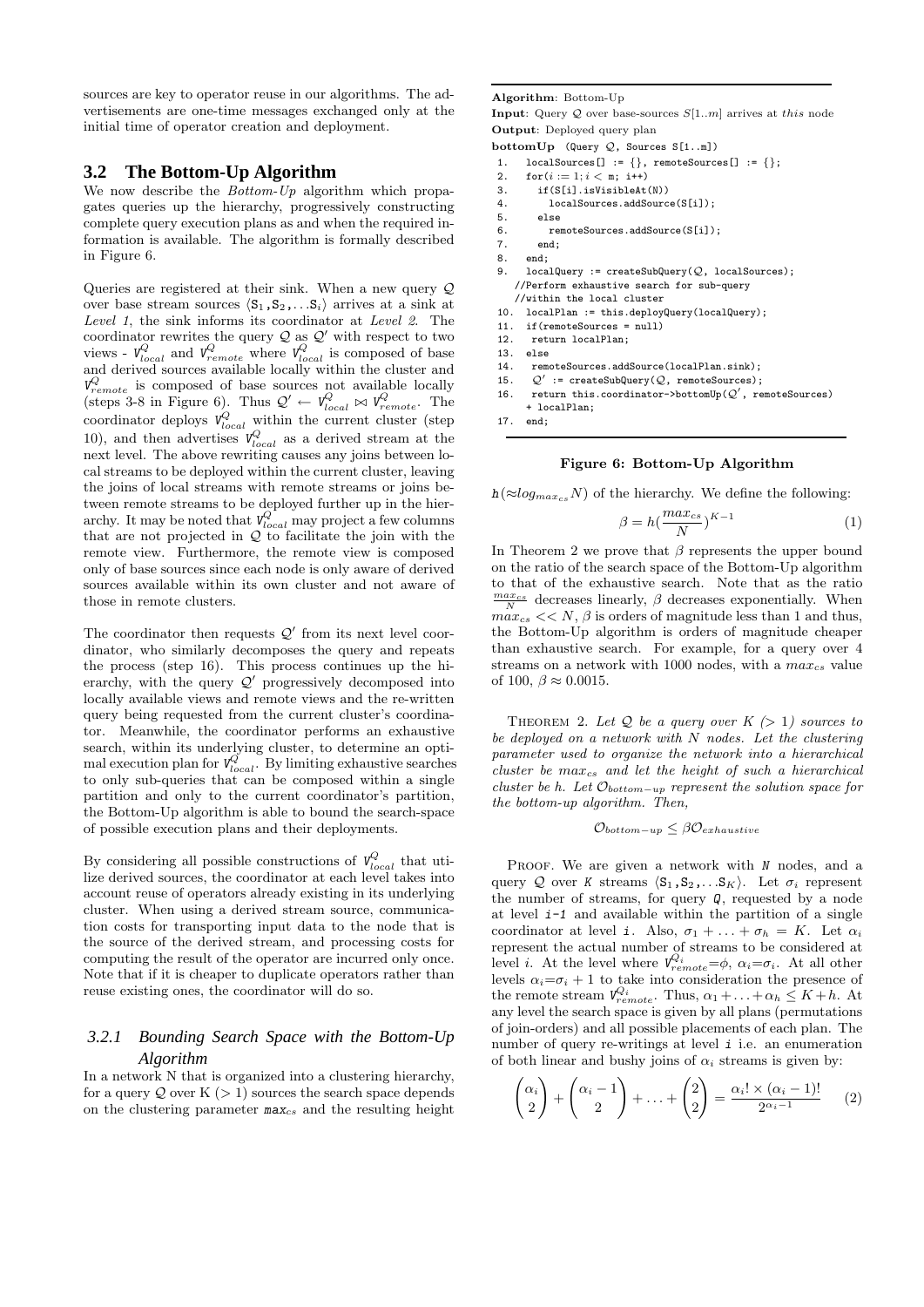sources are key to operator reuse in our algorithms. The advertisements are one-time messages exchanged only at the initial time of operator creation and deployment.

## 3.2 The Bottom-Up Algorithm

We now describe the *Bottom-Up* algorithm which propagates queries up the hierarchy, progressively constructing complete query execution plans as and when the required information is available. The algorithm is formally described in Figure 6.

Queries are registered at their sink. When a new query $\mathcal{Q}$ over base stream sources $\langle S_1, S_2, \ldots S_i \rangle$ arrives at a sink at *Level 1*, the sink informs its coordinator at *Level 2*. The coordinator rewrites the query $\mathcal{Q}$ as $\mathcal{Q}'$ with respect to two views - $V^{\mathcal{Q}}_{local}$ and $V^{\mathcal{Q}}_{remote}$ where $V^{\mathcal{Q}}_{local}$ is composed of base and derived sources available locally within the cluster and $V^{\mathcal{Q}}_{remote}$ is composed of base sources not available locally (steps 3-8 in Figure 6). Thus $\mathcal{Q}' \leftarrow V^{\mathcal{Q}}_{local} \bowtie V^{\mathcal{Q}}_{remote}$. The coordinator deploys $V^{\mathcal{Q}}_{local}$ within the current cluster (step 10), and then advertises $V^{\mathcal{Q}}_{local}$ as a derived stream at the next level. The above rewriting causes any joins between local streams to be deployed within the current cluster, leaving the joins of local streams with remote streams or joins between remote streams to be deployed further up in the hierarchy. It may be noted that $V^{\mathcal{Q}}_{local}$ may project a few columns that are not projected in $\mathcal{Q}$ to facilitate the join with the remote view. Furthermore, the remote view is composed only of base sources since each node is only aware of derived sources available within its own cluster and not aware of those in remote clusters.

The coordinator then requests $\mathcal{Q}'$ from its next level coordinator, who similarly decomposes the query and repeats the process (step 16). This process continues up the hierarchy, with the query $\mathcal{Q}'$ progressively decomposed into locally available views and remote views and the re-written query being requested from the current cluster's coordinator. Meanwhile, the coordinator performs an exhaustive search, within its underlying cluster, to determine an optimal execution plan for $V^{\mathcal{Q}}_{local}$. By limiting exhaustive searches to only sub-queries that can be composed within a single partition and only to the current coordinator's partition, the Bottom-Up algorithm is able to bound the search-space of possible execution plans and their deployments.

By considering all possible constructions of $V^{\mathcal{Q}}_{local}$ that utilize derived sources, the coordinator at each level takes into account reuse of operators already existing in its underlying cluster. When using a derived stream source, communication costs for transporting input data to the node that is the source of the derived stream, and processing costs for computing the result of the operator are incurred only once. Note that if it is cheaper to duplicate operators rather than reuse existing ones, the coordinator will do so.

### 3.2.1 Bounding Search Space with the Bottom-Up Algorithm

In a network N that is organized into a clustering hierarchy, for a query $\mathcal{Q}$ over K (> 1) sources the search space depends on the clustering parameter $max_{cs}$ and the resulting height

**Algorithm**: Bottom-Up
**Input**: Query $\mathcal{Q}$ over base-sources $S[1..m]$ arrives at *this* node
**Output**: Deployed query plan

```
bottomUp (Query Q, Sources S[1..m])
1.   localSources[] := {}, remoteSources[] := {};
2.   for(i := 1; i < m; i++)
3.     if(S[i].isVisibleAt(N))
4.       localSources.addSource(S[i]);
5.     else
6.       remoteSources.addSource(S[i]);
7.     end;
8.   end;
9.   localQuery := createSubQuery(Q, localSources);
   //Perform exhaustive search for sub-query
   //within the local cluster
10.  localPlan := this.deployQuery(localQuery);
11.  if(remoteSources = null)
12.   return localPlan;
13.  else
14.   remoteSources.addSource(localPlan.sink);
15.   Q' := createSubQuery(Q, remoteSources);
16.   return this.coordinator->bottomUp(Q', remoteSources)
      + localPlan;
17.  end;
```

**Figure 6: Bottom-Up Algorithm**

$h(\approx log_{max_{cs}} N)$ of the hierarchy. We define the following:

$$\beta = h\left(\frac{max_{cs}}{N}\right)^{K-1} \tag{1}$$

In Theorem 2 we prove that $\beta$ represents the upper bound on the ratio of the search space of the Bottom-Up algorithm to that of the exhaustive search. Note that as the ratio $\frac{max_{cs}}{N}$ decreases linearly, $\beta$ decreases exponentially. When $max_{cs} << N$, $\beta$ is orders of magnitude less than 1 and thus, the Bottom-Up algorithm is orders of magnitude cheaper than exhaustive search. For example, for a query over 4 streams on a network with 1000 nodes, with a $max_{cs}$ value of 100, $\beta \approx 0.0015$.

THEOREM 2. *Let $\mathcal{Q}$ be a query over $K$ (> 1) sources to be deployed on a network with $N$ nodes. Let the clustering parameter used to organize the network into a hierarchical cluster be $max_{cs}$ and let the height of such a hierarchical cluster be $h$. Let $\mathcal{O}_{bottom-up}$ represent the solution space for the bottom-up algorithm. Then,*

$$\mathcal{O}_{bottom-up} \leq \beta \mathcal{O}_{exhaustive}$$

PROOF. We are given a network with $N$ nodes, and a query $\mathcal{Q}$ over $K$ streams $\langle S_1, S_2, \ldots S_K \rangle$. Let $\sigma_i$ represent the number of streams, for query $Q$, requested by a node at level $i$-1 and available within the partition of a single coordinator at level $i$. Also, $\sigma_1 + \ldots + \sigma_h = K$. Let $\alpha_i$ represent the actual number of streams to be considered at level $i$. At the level where $V^{Q_i}_{remote} = \phi$, $\alpha_i = \sigma_i$. At all other levels $\alpha_i = \sigma_i + 1$ to take into consideration the presence of the remote stream $V^{Q_i}_{remote}$. Thus, $\alpha_1 + \ldots + \alpha_h \leq K + h$. At any level the search space is given by all plans (permutations of join-orders) and all possible placements of each plan. The number of query re-writings at level $i$ i.e. an enumeration of both linear and bushy joins of $\alpha_i$ streams is given by:

$$\binom{\alpha_i}{2} + \binom{\alpha_i - 1}{2} + \ldots + \binom{2}{2} = \frac{\alpha_i! \times (\alpha_i - 1)!}{2^{\alpha_i - 1}} \tag{2}$$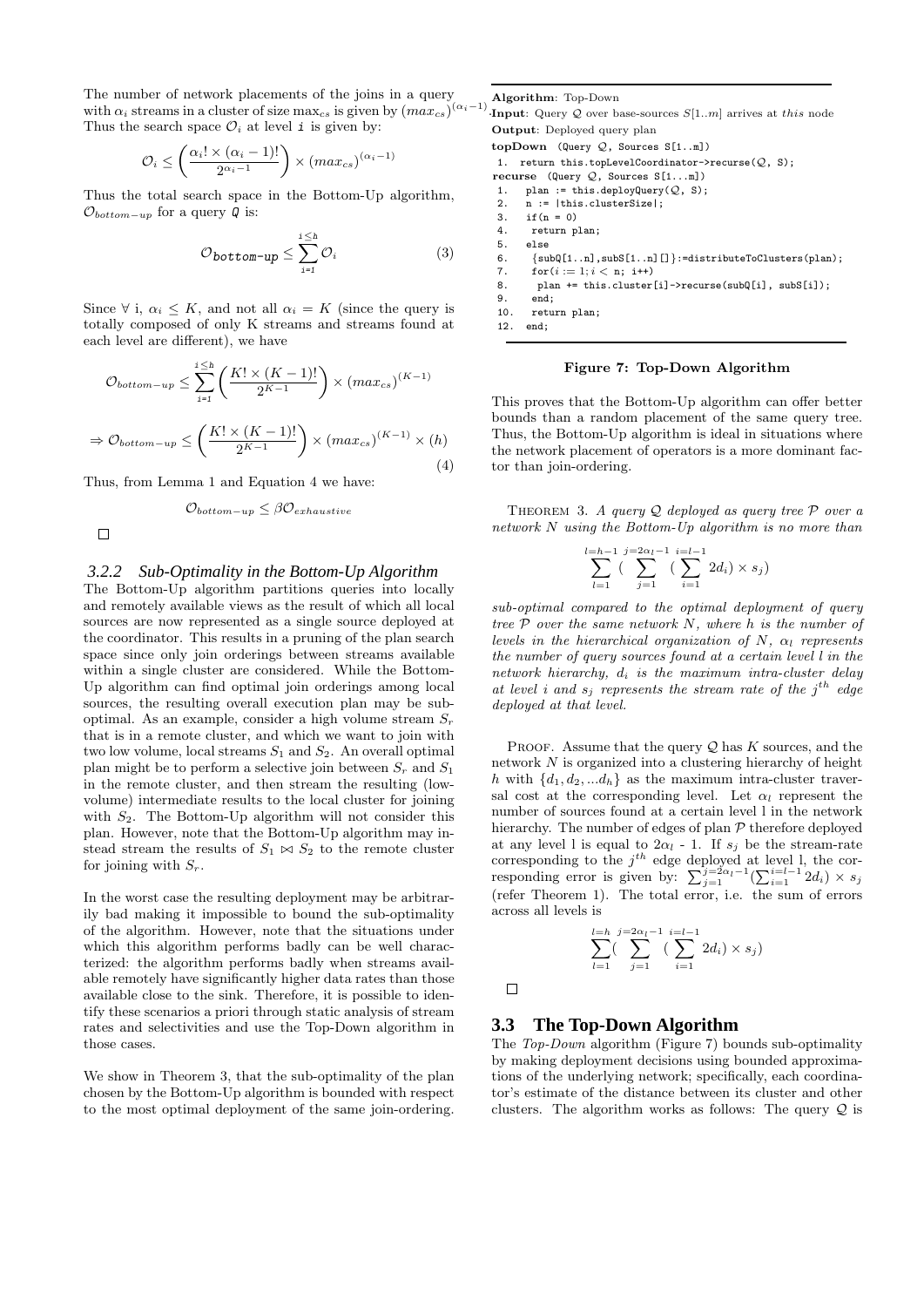The number of network placements of the joins in a query with $\alpha_i$ streams in a cluster of size $\max_{cs}$ is given by $(max_{cs})^{(\alpha_i-1)}$. Thus the search space $\mathcal{O}_i$ at level *i* is given by:

$$\mathcal{O}_i \leq \left(\frac{\alpha_i! \times (\alpha_i - 1)!}{2^{\alpha_i - 1}}\right) \times (max_{cs})^{(\alpha_i - 1)}$$

Thus the total search space in the Bottom-Up algorithm, $\mathcal{O}_{bottom-up}$ for a query *Q* is:

$$\mathcal{O}_{\texttt{bottom-up}} \leq \sum_{i=1}^{i \leq h} \mathcal{O}_i \tag{3}$$

Since $\forall$ i, $\alpha_i \leq K$, and not all $\alpha_i = K$ (since the query is totally composed of only K streams and streams found at each level are different), we have

$$\mathcal{O}_{bottom-up} \leq \sum_{i=1}^{i \leq h} \left(\frac{K! \times (K-1)!}{2^{K-1}}\right) \times (max_{cs})^{(K-1)}$$

$$\Rightarrow \mathcal{O}_{bottom-up} \leq \left(\frac{K! \times (K-1)!}{2^{K-1}}\right) \times (max_{cs})^{(K-1)} \times (h) \tag{4}$$

Thus, from Lemma 1 and Equation 4 we have:

$$\mathcal{O}_{bottom-up} \leq \beta \mathcal{O}_{exhaustive}$$

$\square$

### 3.2.2 Sub-Optimality in the Bottom-Up Algorithm

The Bottom-Up algorithm partitions queries into locally and remotely available views as the result of which all local sources are now represented as a single source deployed at the coordinator. This results in a pruning of the plan search space since only join orderings between streams available within a single cluster are considered. While the Bottom-Up algorithm can find optimal join orderings among local sources, the resulting overall execution plan may be sub-optimal. As an example, consider a high volume stream $S_r$ that is in a remote cluster, and which we want to join with two low volume, local streams $S_1$ and $S_2$. An overall optimal plan might be to perform a selective join between $S_r$ and $S_1$ in the remote cluster, and then stream the resulting (low-volume) intermediate results to the local cluster for joining with $S_2$. The Bottom-Up algorithm will not consider this plan. However, note that the Bottom-Up algorithm may instead stream the results of $S_1 \bowtie S_2$ to the remote cluster for joining with $S_r$.

In the worst case the resulting deployment may be arbitrarily bad making it impossible to bound the sub-optimality of the algorithm. However, note that the situations under which this algorithm performs badly can be well characterized: the algorithm performs badly when streams available remotely have significantly higher data rates than those available close to the sink. Therefore, it is possible to identify these scenarios a priori through static analysis of stream rates and selectivities and use the Top-Down algorithm in those cases.

We show in Theorem 3, that the sub-optimality of the plan chosen by the Bottom-Up algorithm is bounded with respect to the most optimal deployment of the same join-ordering.

```
Algorithm: Top-Down
Input: Query Q over base-sources S[1..m] arrives at this node
Output: Deployed query plan
topDown (Query Q, Sources S[1..m])
 1.  return this.topLevelCoordinator->recurse(Q, S);
recurse (Query Q, Sources S[1...m])
 1.   plan := this.deployQuery(Q, S);
 2.   n := |this.clusterSize|;
 3.   if(n = 0)
 4.    return plan;
 5.   else
 6.    {subQ[1..n],subS[1..n][]}:=distributeToClusters(plan);
 7.    for(i := 1; i < n; i++)
 8.     plan += this.cluster[i]->recurse(subQ[i], subS[i]);
 9.    end;
 10.   return plan;
 12.  end;
```

**Figure 7: Top-Down Algorithm**

This proves that the Bottom-Up algorithm can offer better bounds than a random placement of the same query tree. Thus, the Bottom-Up algorithm is ideal in situations where the network placement of operators is a more dominant factor than join-ordering.

THEOREM 3. *A query $\mathcal{Q}$ deployed as query tree $\mathcal{P}$ over a network $N$ using the Bottom-Up algorithm is no more than*

$$\sum_{l=1}^{l=h-1} \left( \sum_{j=1}^{j=2\alpha_l - 1} \left( \sum_{i=1}^{i=l-1} 2d_i \right) \times s_j \right)$$

*sub-optimal compared to the optimal deployment of query tree $\mathcal{P}$ over the same network $N$, where $h$ is the number of levels in the hierarchical organization of $N$, $\alpha_l$ represents the number of query sources found at a certain level $l$ in the network hierarchy, $d_i$ is the maximum intra-cluster delay at level $i$ and $s_j$ represents the stream rate of the $j^{th}$ edge deployed at that level.*

PROOF. Assume that the query $\mathcal{Q}$ has $K$ sources, and the network $N$ is organized into a clustering hierarchy of height $h$ with $\{d_1, d_2, ...d_h\}$ as the maximum intra-cluster traversal cost at the corresponding level. Let $\alpha_l$ represent the number of sources found at a certain level l in the network hierarchy. The number of edges of plan $\mathcal{P}$ therefore deployed at any level l is equal to $2\alpha_l$ - 1. If $s_j$ be the stream-rate corresponding to the $j^{th}$ edge deployed at level l, the corresponding error is given by: $\sum_{j=1}^{j=2\alpha_l-1}(\sum_{i=1}^{i=l-1} 2d_i) \times s_j$ (refer Theorem 1). The total error, i.e. the sum of errors across all levels is

$$\sum_{l=1}^{l=h} \left( \sum_{j=1}^{j=2\alpha_l - 1} \left( \sum_{i=1}^{i=l-1} 2d_i \right) \times s_j \right)$$

$\square$

## 3.3 The Top-Down Algorithm

The *Top-Down* algorithm (Figure 7) bounds sub-optimality by making deployment decisions using bounded approximations of the underlying network; specifically, each coordinator's estimate of the distance between its cluster and other clusters. The algorithm works as follows: The query $\mathcal{Q}$ is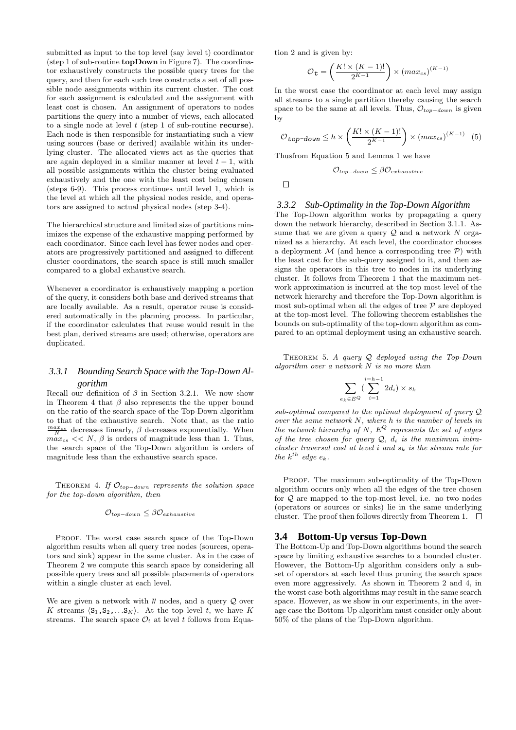submitted as input to the top level (say level t) coordinator (step 1 of sub-routine **topDown** in Figure 7). The coordinator exhaustively constructs the possible query trees for the query, and then for each such tree constructs a set of all possible node assignments within its current cluster. The cost for each assignment is calculated and the assignment with least cost is chosen. An assignment of operators to nodes partitions the query into a number of views, each allocated to a single node at level $t$ (step 1 of sub-routine **recurse**). Each node is then responsible for instantiating such a view using sources (base or derived) available within its underlying cluster. The allocated views act as the queries that are again deployed in a similar manner at level $t-1$, with all possible assignments within the cluster being evaluated exhaustively and the one with the least cost being chosen (steps 6-9). This process continues until level 1, which is the level at which all the physical nodes reside, and operators are assigned to actual physical nodes (step 3-4).

The hierarchical structure and limited size of partitions minimizes the expense of the exhaustive mapping performed by each coordinator. Since each level has fewer nodes and operators are progressively partitioned and assigned to different cluster coordinators, the search space is still much smaller compared to a global exhaustive search.

Whenever a coordinator is exhaustively mapping a portion of the query, it considers both base and derived streams that are locally available. As a result, operator reuse is considered automatically in the planning process. In particular, if the coordinator calculates that reuse would result in the best plan, derived streams are used; otherwise, operators are duplicated.

### 3.3.1 Bounding Search Space with the Top-Down Algorithm

Recall our definition of $\beta$ in Section 3.2.1. We now show in Theorem 4 that $\beta$ also represents the the upper bound on the ratio of the search space of the Top-Down algorithm to that of the exhaustive search. Note that, as the ratio $\frac{max_{cs}}{N}$ decreases linearly, $\beta$ decreases exponentially. When $max_{cs} << N$, $\beta$ is orders of magnitude less than 1. Thus, the search space of the Top-Down algorithm is orders of magnitude less than the exhaustive search space.

THEOREM 4. *If $\mathcal{O}_{top-down}$ represents the solution space for the top-down algorithm, then*

$$\mathcal{O}_{top-down} \leq \beta \mathcal{O}_{exhaustive}$$

PROOF. The worst case search space of the Top-Down algorithm results when all query tree nodes (sources, operators and sink) appear in the same cluster. As in the case of Theorem 2 we compute this search space by considering all possible query trees and all possible placements of operators within a single cluster at each level.

We are given a network with $N$ nodes, and a query $\mathcal{Q}$ over $K$ streams $\langle S_1, S_2, \ldots S_K \rangle$. At the top level $t$, we have $K$ streams. The search space $\mathcal{O}_t$ at level $t$ follows from Equation 2 and is given by:

$$\mathcal{O}_{\mathtt{t}} = \left( \frac{K! \times (K-1)!}{2^{K-1}} \right) \times (max_{cs})^{(K-1)}$$

In the worst case the coordinator at each level may assign all streams to a single partition thereby causing the search space to be the same at all levels. Thus, $\mathcal{O}_{top-down}$ is given by

$$\mathcal{O}_{\mathtt{top-down}} \leq h \times \left( \frac{K! \times (K-1)!}{2^{K-1}} \right) \times (max_{cs})^{(K-1)} \quad (5)$$

Thusfrom Equation 5 and Lemma 1 we have

$$\mathcal{O}_{top-down} \leq \beta \mathcal{O}_{exhaustive}$$

□

### 3.3.2 Sub-Optimality in the Top-Down Algorithm

The Top-Down algorithm works by propagating a query down the network hierarchy, described in Section 3.1.1. Assume that we are given a query $\mathcal{Q}$ and a network $N$ organized as a hierarchy. At each level, the coordinator chooses a deployment $\mathcal{M}$ (and hence a corresponding tree $\mathcal{P}$) with the least cost for the sub-query assigned to it, and then assigns the operators in this tree to nodes in its underlying cluster. It follows from Theorem 1 that the maximum network approximation is incurred at the top most level of the network hierarchy and therefore the Top-Down algorithm is most sub-optimal when all the edges of tree $\mathcal{P}$ are deployed at the top-most level. The following theorem establishes the bounds on sub-optimality of the top-down algorithm as compared to an optimal deployment using an exhaustive search.

THEOREM 5. *A query $\mathcal{Q}$ deployed using the Top-Down algorithm over a network $N$ is no more than*

$$\sum_{e_k \in E^{\mathcal{Q}}} \left( \sum_{i=1}^{i=h-1} 2d_i \right) \times s_k$$

*sub-optimal compared to the optimal deployment of query $\mathcal{Q}$ over the same network $N$, where $h$ is the number of levels in the network hierarchy of $N$, $E^{\mathcal{Q}}$ represents the set of edges of the tree chosen for query $\mathcal{Q}$, $d_i$ is the maximum intra-cluster traversal cost at level $i$ and $s_k$ is the stream rate for the $k^{th}$ edge $e_k$.*

PROOF. The maximum sub-optimality of the Top-Down algorithm occurs only when all the edges of the tree chosen for $\mathcal{Q}$ are mapped to the top-most level, i.e. no two nodes (operators or sources or sinks) lie in the same underlying cluster. The proof then follows directly from Theorem 1. □

## 3.4 Bottom-Up versus Top-Down

The Bottom-Up and Top-Down algorithms bound the search space by limiting exhaustive searches to a bounded cluster. However, the Bottom-Up algorithm considers only a subset of operators at each level thus pruning the search space even more aggressively. As shown in Theorem 2 and 4, in the worst case both algorithms may result in the same search space. However, as we show in our experiments, in the average case the Bottom-Up algorithm must consider only about 50% of the plans of the Top-Down algorithm.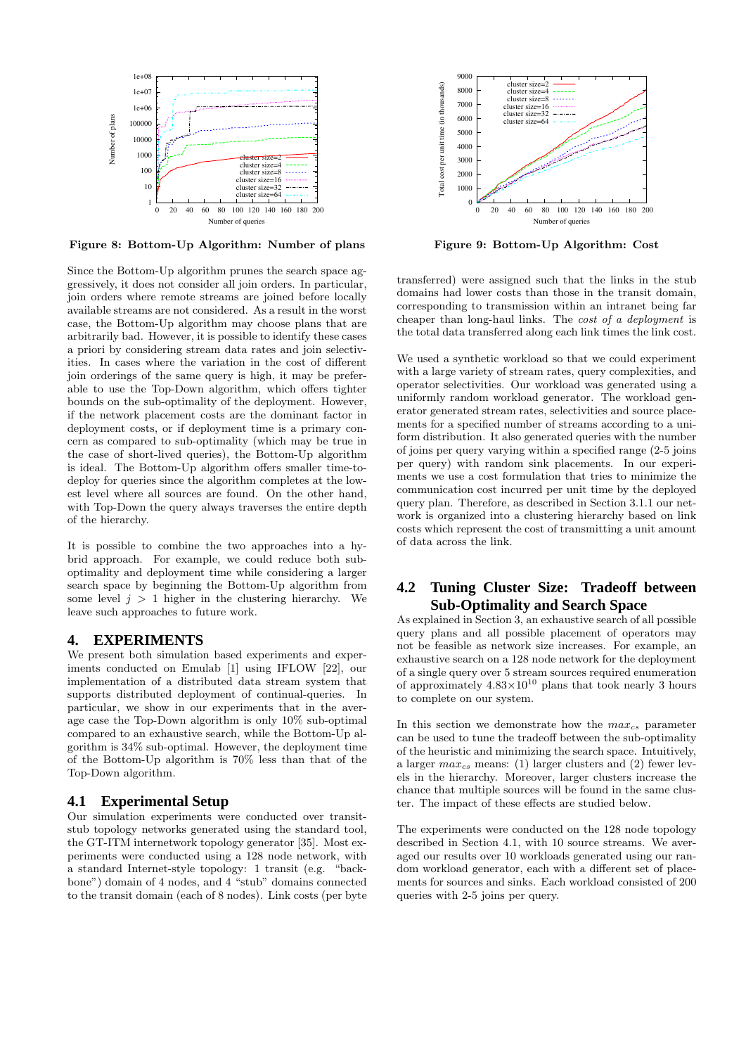Number of plans

1e+08
1e+07
1e+06
100000
10000
1000
100
10
1

0 20 40 60 80 100 120 140 160 180 200

Number of queries

cluster size=2
cluster size=4
cluster size=8
cluster size=16
cluster size=32
cluster size=64

**Figure 8: Bottom-Up Algorithm: Number of plans**

Total cost per unit time (in thousands)

9000
8000
7000
6000
5000
4000
3000
2000
1000
0

0 20 40 60 80 100 120 140 160 180 200

Number of queries

cluster size=2
cluster size=4
cluster size=8
cluster size=16
cluster size=32
cluster size=64

**Figure 9: Bottom-Up Algorithm: Cost**

Since the Bottom-Up algorithm prunes the search space aggressively, it does not consider all join orders. In particular, join orders where remote streams are joined before locally available streams are not considered. As a result in the worst case, the Bottom-Up algorithm may choose plans that are arbitrarily bad. However, it is possible to identify these cases a priori by considering stream data rates and join selectivities. In cases where the variation in the cost of different join orderings of the same query is high, it may be preferable to use the Top-Down algorithm, which offers tighter bounds on the sub-optimality of the deployment. However, if the network placement costs are the dominant factor in deployment costs, or if deployment time is a primary concern as compared to sub-optimality (which may be true in the case of short-lived queries), the Bottom-Up algorithm is ideal. The Bottom-Up algorithm offers smaller time-to-deploy for queries since the algorithm completes at the lowest level where all sources are found. On the other hand, with Top-Down the query always traverses the entire depth of the hierarchy.

It is possible to combine the two approaches into a hybrid approach. For example, we could reduce both sub-optimality and deployment time while considering a larger search space by beginning the Bottom-Up algorithm from some level $j > 1$ higher in the clustering hierarchy. We leave such approaches to future work.

# 4. EXPERIMENTS

We present both simulation based experiments and experiments conducted on Emulab [1] using IFLOW [22], our implementation of a distributed data stream system that supports distributed deployment of continual-queries. In particular, we show in our experiments that in the average case the Top-Down algorithm is only 10% sub-optimal compared to an exhaustive search, while the Bottom-Up algorithm is 34% sub-optimal. However, the deployment time of the Bottom-Up algorithm is 70% less than that of the Top-Down algorithm.

## 4.1 Experimental Setup

Our simulation experiments were conducted over transit-stub topology networks generated using the standard tool, the GT-ITM internetwork topology generator [35]. Most experiments were conducted using a 128 node network, with a standard Internet-style topology: 1 transit (e.g. "backbone") domain of 4 nodes, and 4 "stub" domains connected to the transit domain (each of 8 nodes). Link costs (per byte transferred) were assigned such that the links in the stub domains had lower costs than those in the transit domain, corresponding to transmission within an intranet being far cheaper than long-haul links. The *cost of a deployment* is the total data transferred along each link times the link cost.

We used a synthetic workload so that we could experiment with a large variety of stream rates, query complexities, and operator selectivities. Our workload was generated using a uniformly random workload generator. The workload generator generated stream rates, selectivities and source placements for a specified number of streams according to a uniform distribution. It also generated queries with the number of joins per query varying within a specified range (2-5 joins per query) with random sink placements. In our experiments we use a cost formulation that tries to minimize the communication cost incurred per unit time by the deployed query plan. Therefore, as described in Section 3.1.1 our network is organized into a clustering hierarchy based on link costs which represent the cost of transmitting a unit amount of data across the link.

## 4.2 Tuning Cluster Size: Tradeoff between Sub-Optimality and Search Space

As explained in Section 3, an exhaustive search of all possible query plans and all possible placement of operators may not be feasible as network size increases. For example, an exhaustive search on a 128 node network for the deployment of a single query over 5 stream sources required enumeration of approximately $4.83 \times 10^{10}$ plans that took nearly 3 hours to complete on our system.

In this section we demonstrate how the $max_{cs}$ parameter can be used to tune the tradeoff between the sub-optimality of the heuristic and minimizing the search space. Intuitively, a larger $max_{cs}$ means: (1) larger clusters and (2) fewer levels in the hierarchy. Moreover, larger clusters increase the chance that multiple sources will be found in the same cluster. The impact of these effects are studied below.

The experiments were conducted on the 128 node topology described in Section 4.1, with 10 source streams. We averaged our results over 10 workloads generated using our random workload generator, each with a different set of placements for sources and sinks. Each workload consisted of 200 queries with 2-5 joins per query.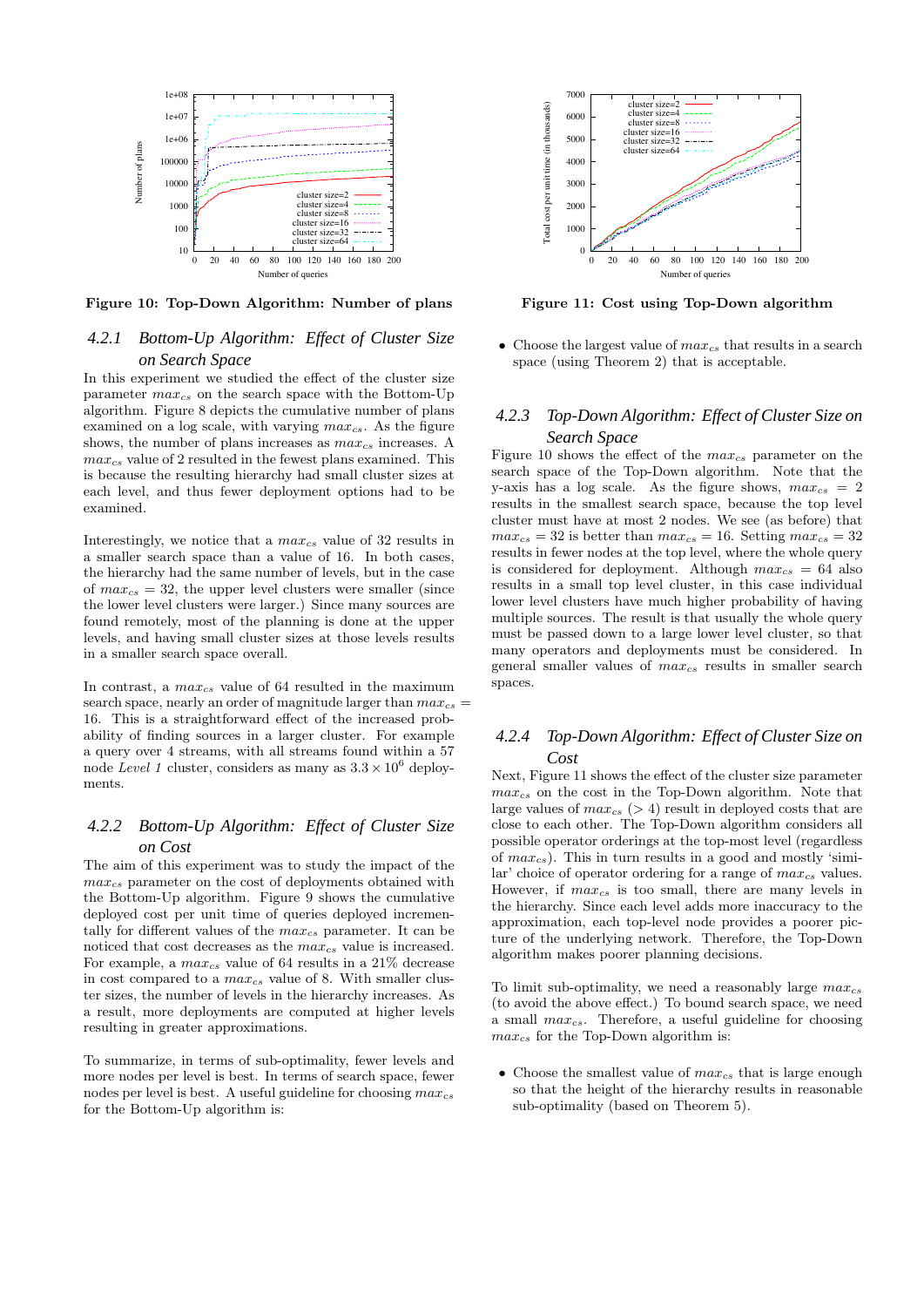1e+08
1e+07
1e+06
100000
10000
1000
100
10

Number of plans

0 20 40 60 80 100 120 140 160 180 200

Number of queries

cluster size=2
cluster size=4
cluster size=8
cluster size=16
cluster size=32
cluster size=64

**Figure 10: Top-Down Algorithm: Number of plans**

7000
6000
5000
4000
3000
2000
1000
0

Total cost per unit time (in thousands)

0 20 40 60 80 100 120 140 160 180 200

Number of queries

cluster size=2
cluster size=4
cluster size=8
cluster size=16
cluster size=32
cluster size=64

**Figure 11: Cost using Top-Down algorithm**

#### 4.2.1 Bottom-Up Algorithm: Effect of Cluster Size on Search Space

In this experiment we studied the effect of the cluster size parameter $max_{cs}$ on the search space with the Bottom-Up algorithm. Figure 8 depicts the cumulative number of plans examined on a log scale, with varying $max_{cs}$. As the figure shows, the number of plans increases as $max_{cs}$ increases. A $max_{cs}$ value of 2 resulted in the fewest plans examined. This is because the resulting hierarchy had small cluster sizes at each level, and thus fewer deployment options had to be examined.

Interestingly, we notice that a $max_{cs}$ value of 32 results in a smaller search space than a value of 16. In both cases, the hierarchy had the same number of levels, but in the case of $max_{cs} = 32$, the upper level clusters were smaller (since the lower level clusters were larger.) Since many sources are found remotely, most of the planning is done at the upper levels, and having small cluster sizes at those levels results in a smaller search space overall.

In contrast, a $max_{cs}$ value of 64 resulted in the maximum search space, nearly an order of magnitude larger than $max_{cs} = 16$. This is a straightforward effect of the increased probability of finding sources in a larger cluster. For example a query over 4 streams, with all streams found within a 57 node *Level 1* cluster, considers as many as $3.3 \times 10^6$ deployments.

#### 4.2.2 Bottom-Up Algorithm: Effect of Cluster Size on Cost

The aim of this experiment was to study the impact of the $max_{cs}$ parameter on the cost of deployments obtained with the Bottom-Up algorithm. Figure 9 shows the cumulative deployed cost per unit time of queries deployed incrementally for different values of the $max_{cs}$ parameter. It can be noticed that cost decreases as the $max_{cs}$ value is increased. For example, a $max_{cs}$ value of 64 results in a 21% decrease in cost compared to a $max_{cs}$ value of 8. With smaller cluster sizes, the number of levels in the hierarchy increases. As a result, more deployments are computed at higher levels resulting in greater approximations.

To summarize, in terms of sub-optimality, fewer levels and more nodes per level is best. In terms of search space, fewer nodes per level is best. A useful guideline for choosing $max_{cs}$ for the Bottom-Up algorithm is:

- Choose the largest value of $max_{cs}$ that results in a search space (using Theorem 2) that is acceptable.

#### 4.2.3 Top-Down Algorithm: Effect of Cluster Size on Search Space

Figure 10 shows the effect of the $max_{cs}$ parameter on the search space of the Top-Down algorithm. Note that the y-axis has a log scale. As the figure shows, $max_{cs} = 2$ results in the smallest search space, because the top level cluster must have at most 2 nodes. We see (as before) that $max_{cs} = 32$ is better than $max_{cs} = 16$. Setting $max_{cs} = 32$ results in fewer nodes at the top level, where the whole query is considered for deployment. Although $max_{cs} = 64$ also results in a small top level cluster, in this case individual lower level clusters have much higher probability of having multiple sources. The result is that usually the whole query must be passed down to a large lower level cluster, so that many operators and deployments must be considered. In general smaller values of $max_{cs}$ results in smaller search spaces.

#### 4.2.4 Top-Down Algorithm: Effect of Cluster Size on Cost

Next, Figure 11 shows the effect of the cluster size parameter $max_{cs}$ on the cost in the Top-Down algorithm. Note that large values of $max_{cs}$ ($> 4$) result in deployed costs that are close to each other. The Top-Down algorithm considers all possible operator orderings at the top-most level (regardless of $max_{cs}$). This in turn results in a good and mostly 'similar' choice of operator ordering for a range of $max_{cs}$ values. However, if $max_{cs}$ is too small, there are many levels in the hierarchy. Since each level adds more inaccuracy to the approximation, each top-level node provides a poorer picture of the underlying network. Therefore, the Top-Down algorithm makes poorer planning decisions.

To limit sub-optimality, we need a reasonably large $max_{cs}$ (to avoid the above effect.) To bound search space, we need a small $max_{cs}$. Therefore, a useful guideline for choosing $max_{cs}$ for the Top-Down algorithm is:

- Choose the smallest value of $max_{cs}$ that is large enough so that the height of the hierarchy results in reasonable sub-optimality (based on Theorem 5).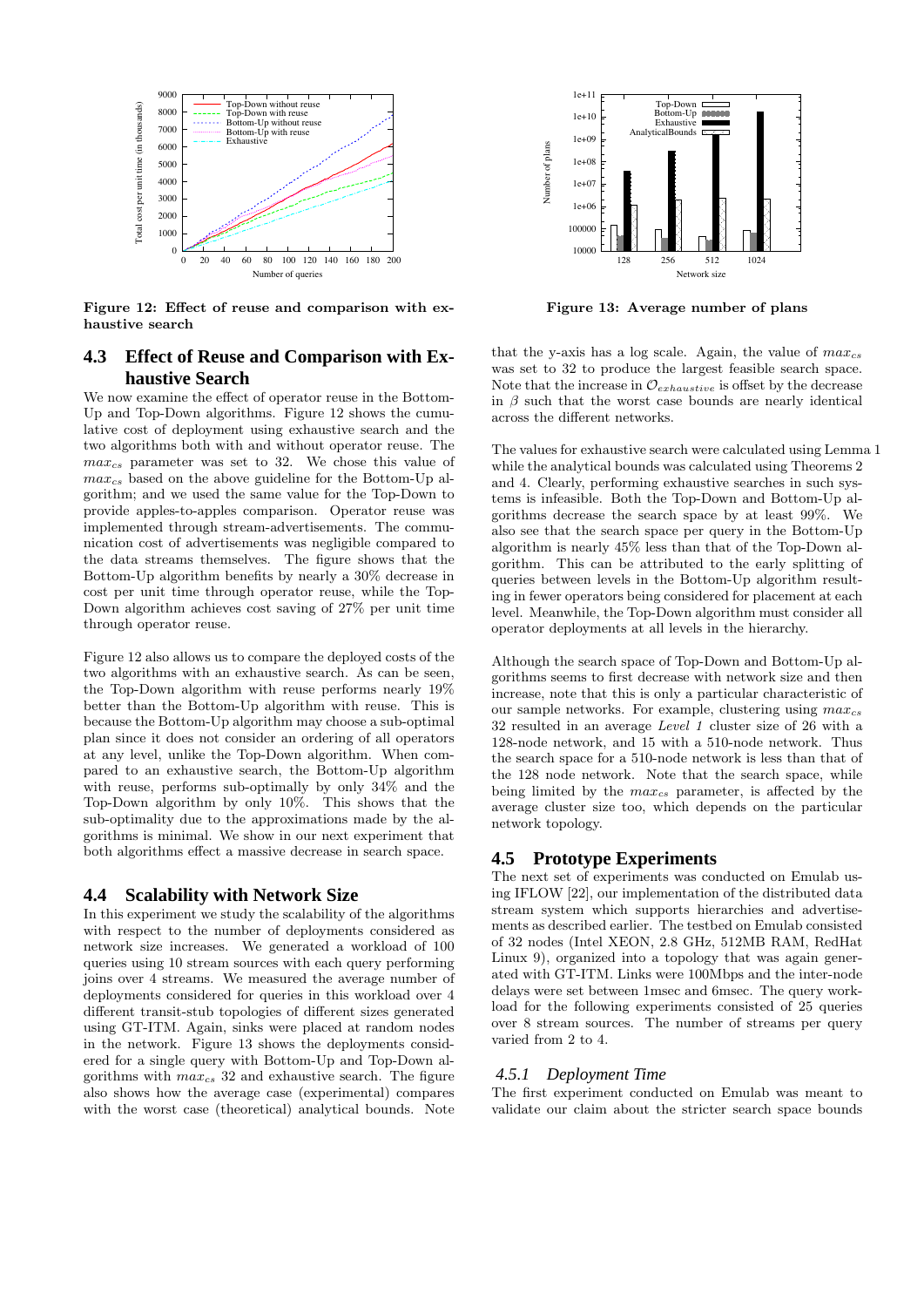9000
8000
7000
6000
5000
4000
3000
2000
1000
0

0 20 40 60 80 100 120 140 160 180 200

Total cost per unit time (in thousands)

Number of queries

Top-Down without reuse
Top-Down with reuse
Bottom-Up without reuse
Bottom-Up with reuse
Exhaustive

**Figure 12: Effect of reuse and comparison with exhaustive search**

1e+11
1e+10
1e+09
1e+08
1e+07
1e+06
100000
10000

128 256 512 1024

Number of plans

Network size

Top-Down
Bottom-Up
Exhaustive
AnalyticalBounds

**Figure 13: Average number of plans**

## 4.3 Effect of Reuse and Comparison with Exhaustive Search

We now examine the effect of operator reuse in the Bottom-Up and Top-Down algorithms. Figure 12 shows the cumulative cost of deployment using exhaustive search and the two algorithms both with and without operator reuse. The $max_{cs}$ parameter was set to 32. We chose this value of $max_{cs}$ based on the above guideline for the Bottom-Up algorithm; and we used the same value for the Top-Down to provide apples-to-apples comparison. Operator reuse was implemented through stream-advertisements. The communication cost of advertisements was negligible compared to the data streams themselves. The figure shows that the Bottom-Up algorithm benefits by nearly a 30% decrease in cost per unit time through operator reuse, while the Top-Down algorithm achieves cost saving of 27% per unit time through operator reuse.

Figure 12 also allows us to compare the deployed costs of the two algorithms with an exhaustive search. As can be seen, the Top-Down algorithm with reuse performs nearly 19% better than the Bottom-Up algorithm with reuse. This is because the Bottom-Up algorithm may choose a sub-optimal plan since it does not consider an ordering of all operators at any level, unlike the Top-Down algorithm. When compared to an exhaustive search, the Bottom-Up algorithm with reuse, performs sub-optimally by only 34% and the Top-Down algorithm by only 10%. This shows that the sub-optimality due to the approximations made by the algorithms is minimal. We show in our next experiment that both algorithms effect a massive decrease in search space.

## 4.4 Scalability with Network Size

In this experiment we study the scalability of the algorithms with respect to the number of deployments considered as network size increases. We generated a workload of 100 queries using 10 stream sources with each query performing joins over 4 streams. We measured the average number of deployments considered for queries in this workload over 4 different transit-stub topologies of different sizes generated using GT-ITM. Again, sinks were placed at random nodes in the network. Figure 13 shows the deployments considered for a single query with Bottom-Up and Top-Down algorithms with $max_{cs}$ 32 and exhaustive search. The figure also shows how the average case (experimental) compares with the worst case (theoretical) analytical bounds. Note that the y-axis has a log scale. Again, the value of $max_{cs}$ was set to 32 to produce the largest feasible search space. Note that the increase in $\mathcal{O}_{exhaustive}$ is offset by the decrease in $\beta$ such that the worst case bounds are nearly identical across the different networks.

The values for exhaustive search were calculated using Lemma 1 while the analytical bounds was calculated using Theorems 2 and 4. Clearly, performing exhaustive searches in such systems is infeasible. Both the Top-Down and Bottom-Up algorithms decrease the search space by at least 99%. We also see that the search space per query in the Bottom-Up algorithm is nearly 45% less than that of the Top-Down algorithm. This can be attributed to the early splitting of queries between levels in the Bottom-Up algorithm resulting in fewer operators being considered for placement at each level. Meanwhile, the Top-Down algorithm must consider all operator deployments at all levels in the hierarchy.

Although the search space of Top-Down and Bottom-Up algorithms seems to first decrease with network size and then increase, note that this is only a particular characteristic of our sample networks. For example, clustering using $max_{cs}$ 32 resulted in an average *Level 1* cluster size of 26 with a 128-node network, and 15 with a 510-node network. Thus the search space for a 510-node network is less than that of the 128 node network. Note that the search space, while being limited by the $max_{cs}$ parameter, is affected by the average cluster size too, which depends on the particular network topology.

## 4.5 Prototype Experiments

The next set of experiments was conducted on Emulab using IFLOW [22], our implementation of the distributed data stream system which supports hierarchies and advertisements as described earlier. The testbed on Emulab consisted of 32 nodes (Intel XEON, 2.8 GHz, 512MB RAM, RedHat Linux 9), organized into a topology that was again generated with GT-ITM. Links were 100Mbps and the inter-node delays were set between 1msec and 6msec. The query workload for the following experiments consisted of 25 queries over 8 stream sources. The number of streams per query varied from 2 to 4.

### 4.5.1 Deployment Time

The first experiment conducted on Emulab was meant to validate our claim about the stricter search space bounds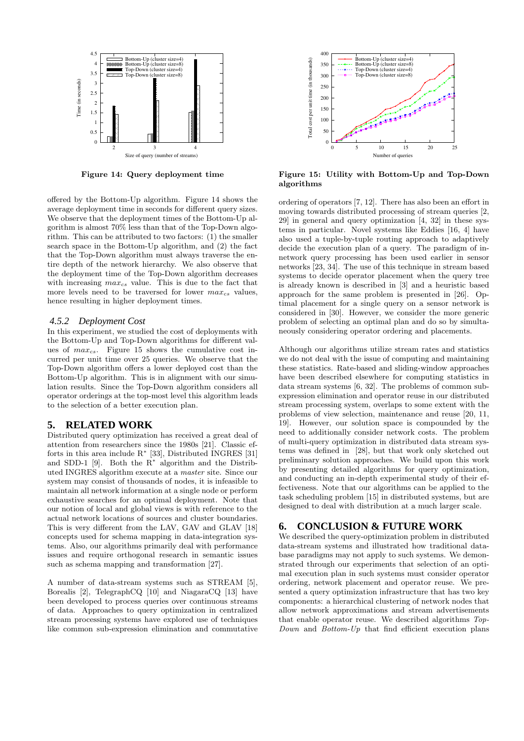Figure 14: Query deployment time

Figure 15: Utility with Bottom-Up and Top-Down algorithms

offered by the Bottom-Up algorithm. Figure 14 shows the average deployment time in seconds for different query sizes. We observe that the deployment times of the Bottom-Up algorithm is almost 70% less than that of the Top-Down algorithm. This can be attributed to two factors: (1) the smaller search space in the Bottom-Up algorithm, and (2) the fact that the Top-Down algorithm must always traverse the entire depth of the network hierarchy. We also observe that the deployment time of the Top-Down algorithm decreases with increasing $max_{cs}$ value. This is due to the fact that more levels need to be traversed for lower $max_{cs}$ values, hence resulting in higher deployment times.

### 4.5.2 Deployment Cost

In this experiment, we studied the cost of deployments with the Bottom-Up and Top-Down algorithms for different values of $max_{cs}$. Figure 15 shows the cumulative cost incurred per unit time over 25 queries. We observe that the Top-Down algorithm offers a lower deployed cost than the Bottom-Up algorithm. This is in alignment with our simulation results. Since the Top-Down algorithm considers all operator orderings at the top-most level this algorithm leads to the selection of a better execution plan.

## 5. RELATED WORK

Distributed query optimization has received a great deal of attention from researchers since the 1980s [21]. Classic efforts in this area include R* [33], Distributed INGRES [31] and SDD-1 [9]. Both the R* algorithm and the Distributed INGRES algorithm execute at a *master* site. Since our system may consist of thousands of nodes, it is infeasible to maintain all network information at a single node or perform exhaustive searches for an optimal deployment. Note that our notion of local and global views is with reference to the actual network locations of sources and cluster boundaries. This is very different from the LAV, GAV and GLAV [18] concepts used for schema mapping in data-integration systems. Also, our algorithms primarily deal with performance issues and require orthogonal research in semantic issues such as schema mapping and transformation [27].

A number of data-stream systems such as STREAM [5], Borealis [2], TelegraphCQ [10] and NiagaraCQ [13] have been developed to process queries over continuous streams of data. Approaches to query optimization in centralized stream processing systems have explored use of techniques like common sub-expression elimination and commutative ordering of operators [7, 12]. There has also been an effort in moving towards distributed processing of stream queries [2, 29] in general and query optimization [4, 32] in these systems in particular. Novel systems like Eddies [16, 4] have also used a tuple-by-tuple routing approach to adaptively decide the execution plan of a query. The paradigm of in-network query processing has been used earlier in sensor networks [23, 34]. The use of this technique in stream based systems to decide operator placement when the query tree is already known is described in [3] and a heuristic based approach for the same problem is presented in [26]. Optimal placement for a single query on a sensor network is considered in [30]. However, we consider the more generic problem of selecting an optimal plan and do so by simultaneously considering operator ordering and placements.

Although our algorithms utilize stream rates and statistics we do not deal with the issue of computing and maintaining these statistics. Rate-based and sliding-window approaches have been described elsewhere for computing statistics in data stream systems [6, 32]. The problems of common subexpression elimination and operator reuse in our distributed stream processing system, overlaps to some extent with the problems of view selection, maintenance and reuse [20, 11, 19]. However, our solution space is compounded by the need to additionally consider network costs. The problem of multi-query optimization in distributed data stream systems was defined in [28], but that work only sketched out preliminary solution approaches. We build upon this work by presenting detailed algorithms for query optimization, and conducting an in-depth experimental study of their effectiveness. Note that our algorithms can be applied to the task scheduling problem [15] in distributed systems, but are designed to deal with distribution at a much larger scale.

## 6. CONCLUSION & FUTURE WORK

We described the query-optimization problem in distributed data-stream systems and illustrated how traditional database paradigms may not apply to such systems. We demonstrated through our experiments that selection of an optimal execution plan in such systems must consider operator ordering, network placement and operator reuse. We presented a query optimization infrastructure that has two key components: a hierarchical clustering of network nodes that allow network approximations and stream advertisements that enable operator reuse. We described algorithms *Top-Down* and *Bottom-Up* that find efficient execution plans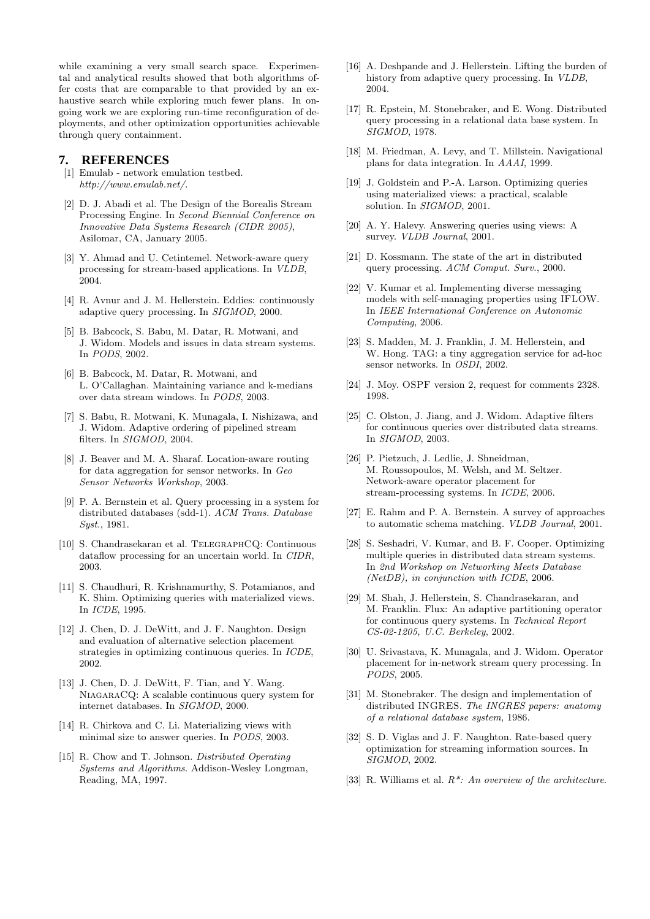while examining a very small search space. Experimental and analytical results showed that both algorithms offer costs that are comparable to that provided by an exhaustive search while exploring much fewer plans. In ongoing work we are exploring run-time reconfiguration of deployments, and other optimization opportunities achievable through query containment.

## 7. REFERENCES

[1] Emulab - network emulation testbed. *http://www.emulab.net/*.

[2] D. J. Abadi et al. The Design of the Borealis Stream Processing Engine. In *Second Biennial Conference on Innovative Data Systems Research (CIDR 2005)*, Asilomar, CA, January 2005.

[3] Y. Ahmad and U. Cetintemel. Network-aware query processing for stream-based applications. In *VLDB*, 2004.

[4] R. Avnur and J. M. Hellerstein. Eddies: continuously adaptive query processing. In *SIGMOD*, 2000.

[5] B. Babcock, S. Babu, M. Datar, R. Motwani, and J. Widom. Models and issues in data stream systems. In *PODS*, 2002.

[6] B. Babcock, M. Datar, R. Motwani, and L. O'Callaghan. Maintaining variance and k-medians over data stream windows. In *PODS*, 2003.

[7] S. Babu, R. Motwani, K. Munagala, I. Nishizawa, and J. Widom. Adaptive ordering of pipelined stream filters. In *SIGMOD*, 2004.

[8] J. Beaver and M. A. Sharaf. Location-aware routing for data aggregation for sensor networks. In *Geo Sensor Networks Workshop*, 2003.

[9] P. A. Bernstein et al. Query processing in a system for distributed databases (sdd-1). *ACM Trans. Database Syst.*, 1981.

[10] S. Chandrasekaran et al. TelegraphCQ: Continuous dataflow processing for an uncertain world. In *CIDR*, 2003.

[11] S. Chaudhuri, R. Krishnamurthy, S. Potamianos, and K. Shim. Optimizing queries with materialized views. In *ICDE*, 1995.

[12] J. Chen, D. J. DeWitt, and J. F. Naughton. Design and evaluation of alternative selection placement strategies in optimizing continuous queries. In *ICDE*, 2002.

[13] J. Chen, D. J. DeWitt, F. Tian, and Y. Wang. NiagaraCQ: A scalable continuous query system for internet databases. In *SIGMOD*, 2000.

[14] R. Chirkova and C. Li. Materializing views with minimal size to answer queries. In *PODS*, 2003.

[15] R. Chow and T. Johnson. *Distributed Operating Systems and Algorithms*. Addison-Wesley Longman, Reading, MA, 1997.

[16] A. Deshpande and J. Hellerstein. Lifting the burden of history from adaptive query processing. In *VLDB*, 2004.

[17] R. Epstein, M. Stonebraker, and E. Wong. Distributed query processing in a relational data base system. In *SIGMOD*, 1978.

[18] M. Friedman, A. Levy, and T. Millstein. Navigational plans for data integration. In *AAAI*, 1999.

[19] J. Goldstein and P.-A. Larson. Optimizing queries using materialized views: a practical, scalable solution. In *SIGMOD*, 2001.

[20] A. Y. Halevy. Answering queries using views: A survey. *VLDB Journal*, 2001.

[21] D. Kossmann. The state of the art in distributed query processing. *ACM Comput. Surv.*, 2000.

[22] V. Kumar et al. Implementing diverse messaging models with self-managing properties using IFLOW. In *IEEE International Conference on Autonomic Computing*, 2006.

[23] S. Madden, M. J. Franklin, J. M. Hellerstein, and W. Hong. TAG: a tiny aggregation service for ad-hoc sensor networks. In *OSDI*, 2002.

[24] J. Moy. OSPF version 2, request for comments 2328. 1998.

[25] C. Olston, J. Jiang, and J. Widom. Adaptive filters for continuous queries over distributed data streams. In *SIGMOD*, 2003.

[26] P. Pietzuch, J. Ledlie, J. Shneidman, M. Roussopoulos, M. Welsh, and M. Seltzer. Network-aware operator placement for stream-processing systems. In *ICDE*, 2006.

[27] E. Rahm and P. A. Bernstein. A survey of approaches to automatic schema matching. *VLDB Journal*, 2001.

[28] S. Seshadri, V. Kumar, and B. F. Cooper. Optimizing multiple queries in distributed data stream systems. In *2nd Workshop on Networking Meets Database (NetDB), in conjunction with ICDE*, 2006.

[29] M. Shah, J. Hellerstein, S. Chandrasekaran, and M. Franklin. Flux: An adaptive partitioning operator for continuous query systems. In *Technical Report CS-02-1205, U.C. Berkeley*, 2002.

[30] U. Srivastava, K. Munagala, and J. Widom. Operator placement for in-network stream query processing. In *PODS*, 2005.

[31] M. Stonebraker. The design and implementation of distributed INGRES. *The INGRES papers: anatomy of a relational database system*, 1986.

[32] S. D. Viglas and J. F. Naughton. Rate-based query optimization for streaming information sources. In *SIGMOD*, 2002.

[33] R. Williams et al. *R\*: An overview of the architecture*.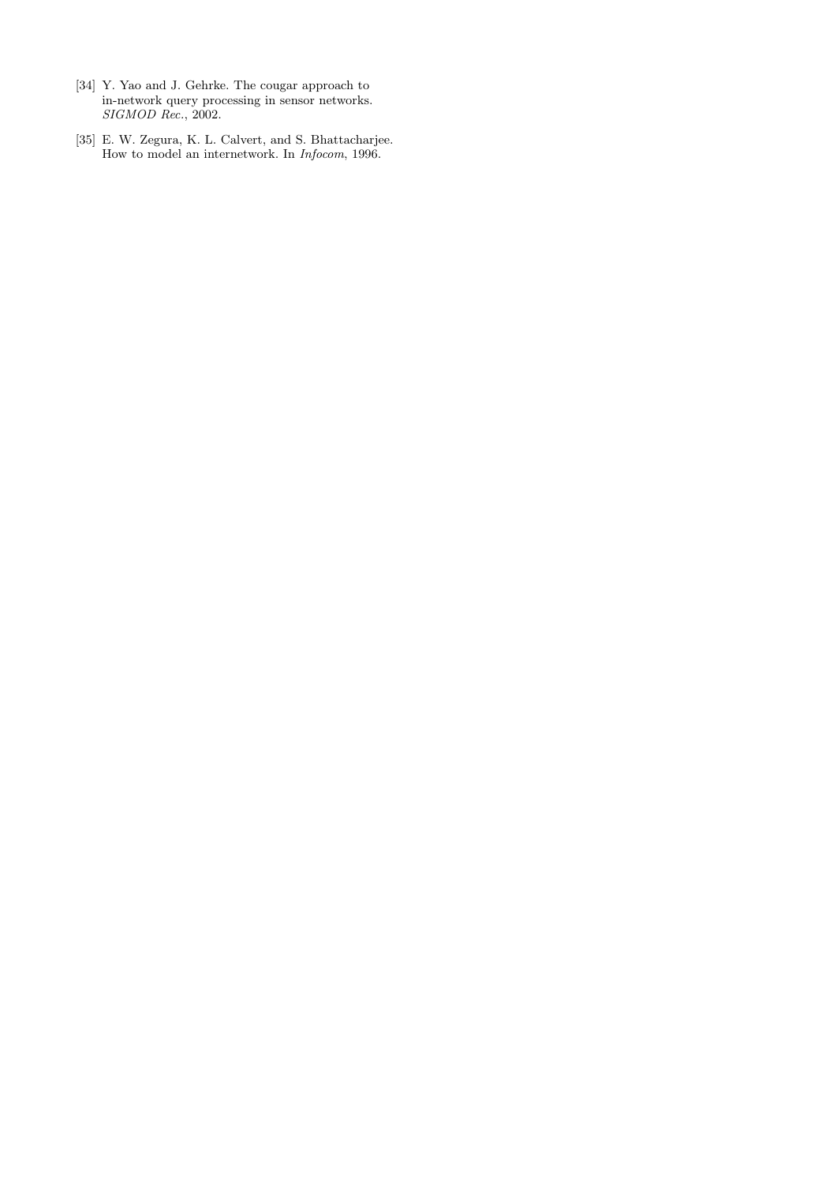[34] Y. Yao and J. Gehrke. The cougar approach to in-network query processing in sensor networks. *SIGMOD Rec.*, 2002.

[35] E. W. Zegura, K. L. Calvert, and S. Bhattacharjee. How to model an internetwork. In *Infocom*, 1996.